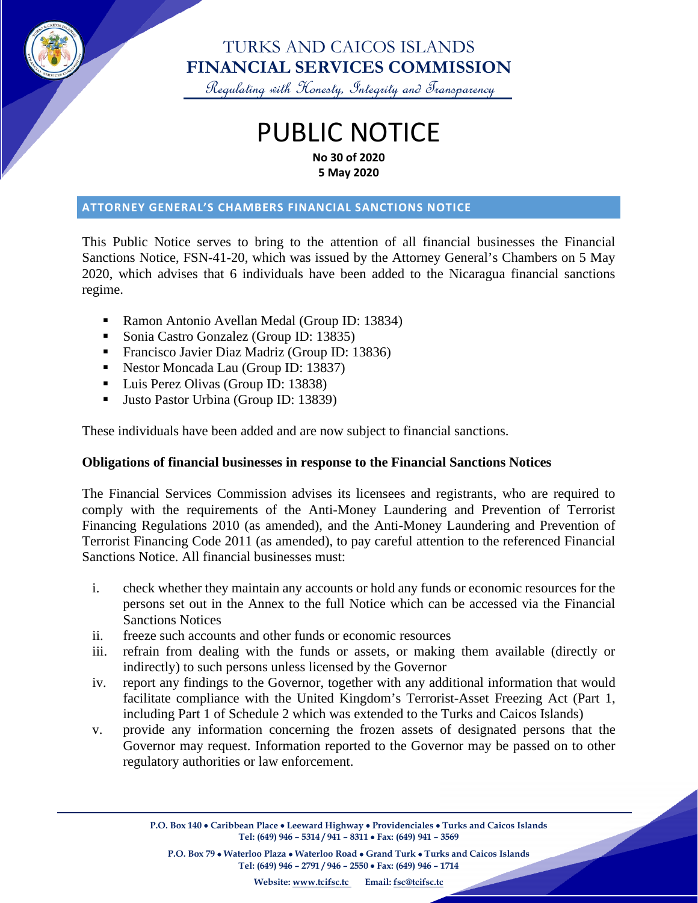# TURKS AND CAICOS ISLANDS
# FINANCIAL SERVICES COMMISSION

*Regulating with Honesty, Integrity and Transparency*

# PUBLIC NOTICE

**No 30 of 2020**
**5 May 2020**

## ATTORNEY GENERAL'S CHAMBERS FINANCIAL SANCTIONS NOTICE

This Public Notice serves to bring to the attention of all financial businesses the Financial Sanctions Notice, FSN-41-20, which was issued by the Attorney General's Chambers on 5 May 2020, which advises that 6 individuals have been added to the Nicaragua financial sanctions regime.

- Ramon Antonio Avellan Medal (Group ID: 13834)
- Sonia Castro Gonzalez (Group ID: 13835)
- Francisco Javier Diaz Madriz (Group ID: 13836)
- Nestor Moncada Lau (Group ID: 13837)
- Luis Perez Olivas (Group ID: 13838)
- Justo Pastor Urbina (Group ID: 13839)

These individuals have been added and are now subject to financial sanctions.

**Obligations of financial businesses in response to the Financial Sanctions Notices**

The Financial Services Commission advises its licensees and registrants, who are required to comply with the requirements of the Anti-Money Laundering and Prevention of Terrorist Financing Regulations 2010 (as amended), and the Anti-Money Laundering and Prevention of Terrorist Financing Code 2011 (as amended), to pay careful attention to the referenced Financial Sanctions Notice. All financial businesses must:

i. check whether they maintain any accounts or hold any funds or economic resources for the persons set out in the Annex to the full Notice which can be accessed via the Financial Sanctions Notices
ii. freeze such accounts and other funds or economic resources
iii. refrain from dealing with the funds or assets, or making them available (directly or indirectly) to such persons unless licensed by the Governor
iv. report any findings to the Governor, together with any additional information that would facilitate compliance with the United Kingdom's Terrorist-Asset Freezing Act (Part 1, including Part 1 of Schedule 2 which was extended to the Turks and Caicos Islands)
v. provide any information concerning the frozen assets of designated persons that the Governor may request. Information reported to the Governor may be passed on to other regulatory authorities or law enforcement.

**P.O. Box 140 • Caribbean Place • Leeward Highway • Providenciales • Turks and Caicos Islands**
**Tel: (649) 946 – 5314 / 941 – 8311 • Fax: (649) 941 – 3569**

**P.O. Box 79 • Waterloo Plaza • Waterloo Road • Grand Turk • Turks and Caicos Islands**
**Tel: (649) 946 – 2791 / 946 – 2550 • Fax: (649) 946 – 1714**

**Website: www.tcifsc.tc Email: fsc@tcifsc.tc**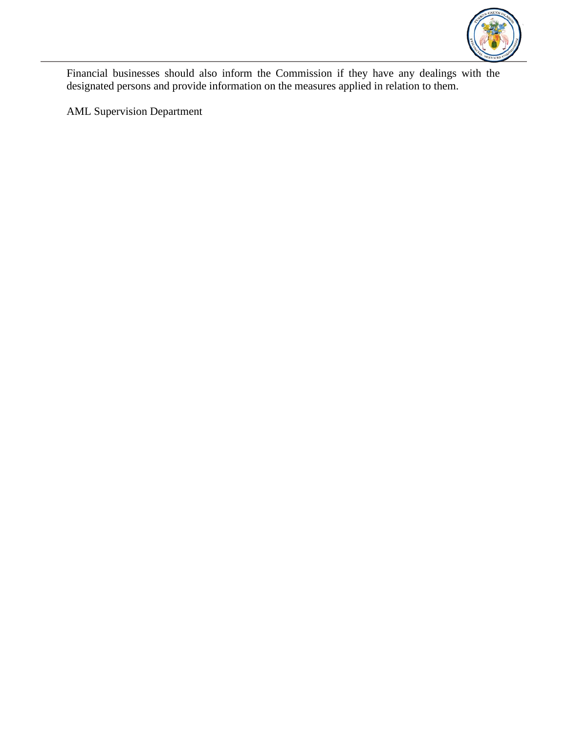Financial businesses should also inform the Commission if they have any dealings with the designated persons and provide information on the measures applied in relation to them.

AML Supervision Department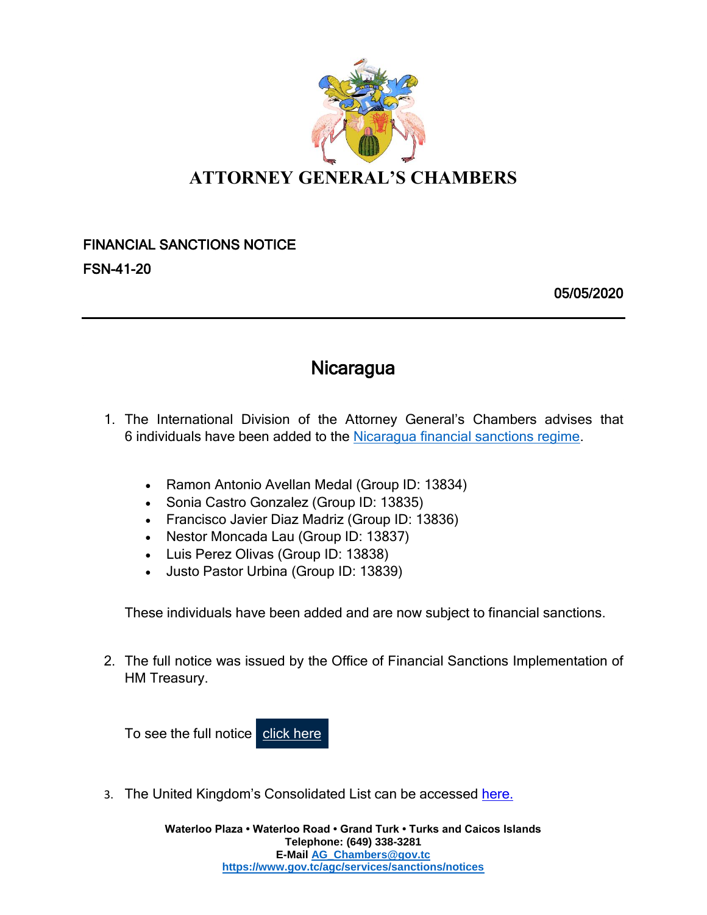# ATTORNEY GENERAL'S CHAMBERS

FINANCIAL SANCTIONS NOTICE

FSN-41-20

05/05/2020

## Nicaragua

1. The International Division of the Attorney General's Chambers advises that 6 individuals have been added to the Nicaragua financial sanctions regime.

   - Ramon Antonio Avellan Medal (Group ID: 13834)
   - Sonia Castro Gonzalez (Group ID: 13835)
   - Francisco Javier Diaz Madriz (Group ID: 13836)
   - Nestor Moncada Lau (Group ID: 13837)
   - Luis Perez Olivas (Group ID: 13838)
   - Justo Pastor Urbina (Group ID: 13839)

   These individuals have been added and are now subject to financial sanctions.

2. The full notice was issued by the Office of Financial Sanctions Implementation of HM Treasury.

   To see the full notice click here

3. The United Kingdom's Consolidated List can be accessed here.

**Waterloo Plaza • Waterloo Road • Grand Turk • Turks and Caicos Islands**
**Telephone: (649) 338-3281**
**E-Mail AG_Chambers@gov.tc**
**https://www.gov.tc/agc/services/sanctions/notices**